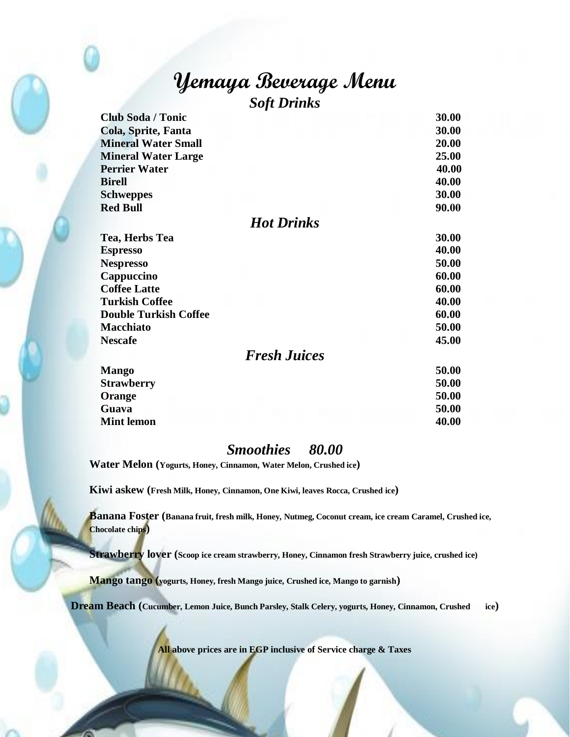# Yemaya Beverage Menu

## *Soft Drinks*

| Item | Price |
|---|---|
| **Club Soda / Tonic** | **30.00** |
| **Cola, Sprite, Fanta** | **30.00** |
| **Mineral Water Small** | **20.00** |
| **Mineral Water Large** | **25.00** |
| **Perrier Water** | **40.00** |
| **Birell** | **40.00** |
| **Schweppes** | **30.00** |
| **Red Bull** | **90.00** |

## *Hot Drinks*

| Item | Price |
|---|---|
| **Tea, Herbs Tea** | **30.00** |
| **Espresso** | **40.00** |
| **Nespresso** | **50.00** |
| **Cappuccino** | **60.00** |
| **Coffee Latte** | **60.00** |
| **Turkish Coffee** | **40.00** |
| **Double Turkish Coffee** | **60.00** |
| **Macchiato** | **50.00** |
| **Nescafe** | **45.00** |

## *Fresh Juices*

| Item | Price |
|---|---|
| **Mango** | **50.00** |
| **Strawberry** | **50.00** |
| **Orange** | **50.00** |
| **Guava** | **50.00** |
| **Mint lemon** | **40.00** |

## *Smoothies 80.00*

**Water Melon (Yogurts, Honey, Cinnamon, Water Melon, Crushed ice)**

**Kiwi askew (Fresh Milk, Honey, Cinnamon, One Kiwi, leaves Rocca, Crushed ice)**

**Banana Foster (Banana fruit, fresh milk, Honey, Nutmeg, Coconut cream, ice cream Caramel, Crushed ice, Chocolate chips)**

**Strawberry lover (Scoop ice cream strawberry, Honey, Cinnamon fresh Strawberry juice, crushed ice)**

**Mango tango (yogurts, Honey, fresh Mango juice, Crushed ice, Mango to garnish)**

**Dream Beach (Cucumber, Lemon Juice, Bunch Parsley, Stalk Celery, yogurts, Honey, Cinnamon, Crushed ice)**

**All above prices are in EGP inclusive of Service charge & Taxes**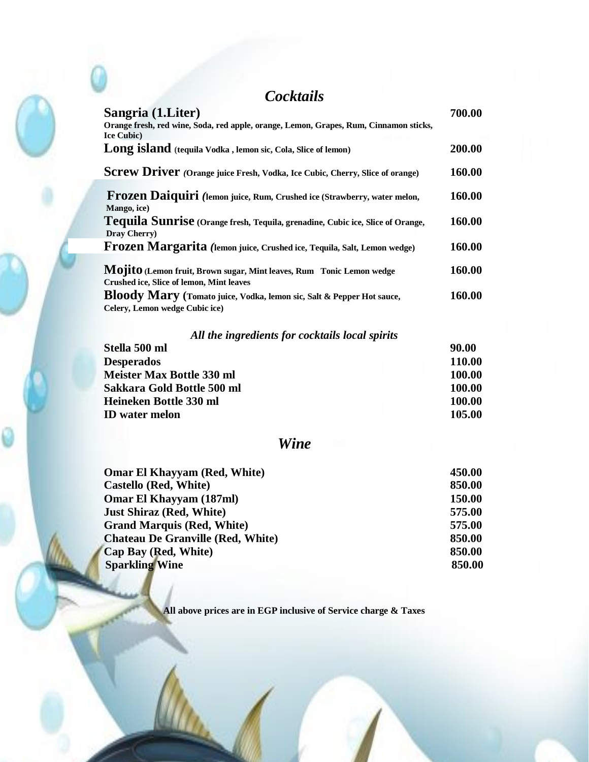## *Cocktails*

| | |
|---|---|
| **Sangria (1.Liter)**<br>**Orange fresh, red wine, Soda, red apple, orange, Lemon, Grapes, Rum, Cinnamon sticks, Ice Cubic)** | **700.00** |
| **Long island (tequila Vodka , lemon sic, Cola, Slice of lemon)** | **200.00** |
| **Screw Driver *(*Orange juice Fresh, Vodka, Ice Cubic, Cherry, Slice of orange)** | **160.00** |
| **Frozen Daiquiri *(*lemon juice, Rum, Crushed ice (Strawberry, water melon, Mango, ice)** | **160.00** |
| **Tequila Sunrise (Orange fresh, Tequila, grenadine, Cubic ice, Slice of Orange, Dray Cherry)** | **160.00** |
| **Frozen Margarita *(*lemon juice, Crushed ice, Tequila, Salt, Lemon wedge)** | **160.00** |
| **Mojito (Lemon fruit, Brown sugar, Mint leaves, Rum Tonic Lemon wedge Crushed ice, Slice of lemon, Mint leaves** | **160.00** |
| **Bloody Mary (Tomato juice, Vodka, lemon sic, Salt & Pepper Hot sauce, Celery, Lemon wedge Cubic ice)** | **160.00** |

***All the ingredients for cocktails local spirits***

| | |
|---|---|
| **Stella 500 ml** | **90.00** |
| **Desperados** | **110.00** |
| **Meister Max Bottle 330 ml** | **100.00** |
| **Sakkara Gold Bottle 500 ml** | **100.00** |
| **Heineken Bottle 330 ml** | **100.00** |
| **ID water melon** | **105.00** |

## *Wine*

| | |
|---|---|
| **Omar El Khayyam (Red, White)** | **450.00** |
| **Castello (Red, White)** | **850.00** |
| **Omar El Khayyam (187ml)** | **150.00** |
| **Just Shiraz (Red, White)** | **575.00** |
| **Grand Marquis (Red, White)** | **575.00** |
| **Chateau De Granville (Red, White)** | **850.00** |
| **Cap Bay (Red, White)** | **850.00** |
| **Sparkling Wine** | **850.00** |

**All above prices are in EGP inclusive of Service charge & Taxes**